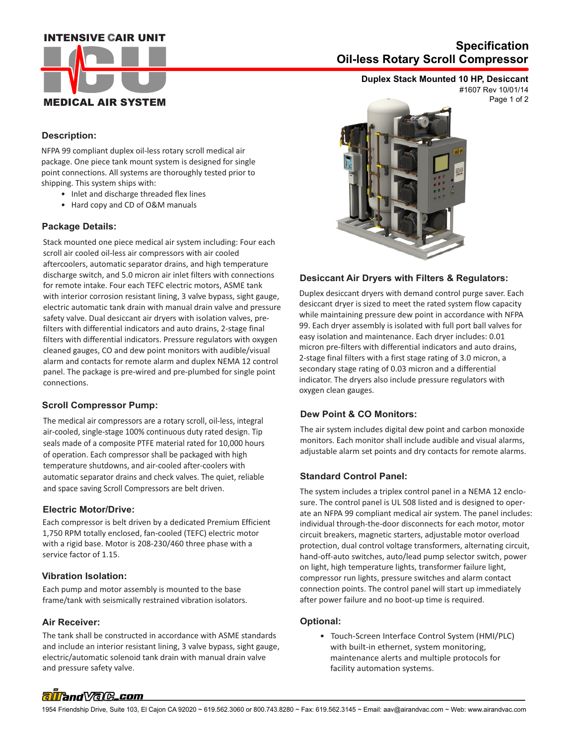INTENSIVE CAIR UNIT

ICU

MEDICAL AIR SYSTEM

# Specification
# Oil-less Rotary Scroll Compressor

**Duplex Stack Mounted 10 HP, Desiccant**

#1607 Rev 10/01/14

## Description:

NFPA 99 compliant duplex oil-less rotary scroll medical air package. One piece tank mount system is designed for single point connections. All systems are thoroughly tested prior to shipping. This system ships with:

- Inlet and discharge threaded flex lines
- Hard copy and CD of O&M manuals

## Package Details:

Stack mounted one piece medical air system including: Four each scroll air cooled oil-less air compressors with air cooled aftercoolers, automatic separator drains, and high temperature discharge switch, and 5.0 micron air inlet filters with connections for remote intake. Four each TEFC electric motors, ASME tank with interior corrosion resistant lining, 3 valve bypass, sight gauge, electric automatic tank drain with manual drain valve and pressure safety valve. Dual desiccant air dryers with isolation valves, pre-filters with differential indicators and auto drains, 2-stage final filters with differential indicators. Pressure regulators with oxygen cleaned gauges, CO and dew point monitors with audible/visual alarm and contacts for remote alarm and duplex NEMA 12 control panel. The package is pre-wired and pre-plumbed for single point connections.

## Scroll Compressor Pump:

The medical air compressors are a rotary scroll, oil-less, integral air-cooled, single-stage 100% continuous duty rated design. Tip seals made of a composite PTFE material rated for 10,000 hours of operation. Each compressor shall be packaged with high temperature shutdowns, and air-cooled after-coolers with automatic separator drains and check valves. The quiet, reliable and space saving Scroll Compressors are belt driven.

## Electric Motor/Drive:

Each compressor is belt driven by a dedicated Premium Efficient 1,750 RPM totally enclosed, fan-cooled (TEFC) electric motor with a rigid base. Motor is 208-230/460 three phase with a service factor of 1.15.

## Vibration Isolation:

Each pump and motor assembly is mounted to the base frame/tank with seismically restrained vibration isolators.

## Air Receiver:

The tank shall be constructed in accordance with ASME standards and include an interior resistant lining, 3 valve bypass, sight gauge, electric/automatic solenoid tank drain with manual drain valve and pressure safety valve.

## Desiccant Air Dryers with Filters & Regulators:

Duplex desiccant dryers with demand control purge saver. Each desiccant dryer is sized to meet the rated system flow capacity while maintaining pressure dew point in accordance with NFPA 99. Each dryer assembly is isolated with full port ball valves for easy isolation and maintenance. Each dryer includes: 0.01 micron pre-filters with differential indicators and auto drains, 2-stage final filters with a first stage rating of 3.0 micron, a secondary stage rating of 0.03 micron and a differential indicator. The dryers also include pressure regulators with oxygen clean gauges.

## Dew Point & CO Monitors:

The air system includes digital dew point and carbon monoxide monitors. Each monitor shall include audible and visual alarms, adjustable alarm set points and dry contacts for remote alarms.

## Standard Control Panel:

The system includes a triplex control panel in a NEMA 12 enclosure. The control panel is UL 508 listed and is designed to operate an NFPA 99 compliant medical air system. The panel includes: individual through-the-door disconnects for each motor, motor circuit breakers, magnetic starters, adjustable motor overload protection, dual control voltage transformers, alternating circuit, hand-off-auto switches, auto/lead pump selector switch, power on light, high temperature lights, transformer failure light, compressor run lights, pressure switches and alarm contact connection points. The control panel will start up immediately after power failure and no boot-up time is required.

## Optional:

- Touch-Screen Interface Control System (HMI/PLC) with built-in ethernet, system monitoring, maintenance alerts and multiple protocols for facility automation systems.

airandVac.com

1954 Friendship Drive, Suite 103, El Cajon CA 92020 ~ 619.562.3060 or 800.743.8280 ~ Fax: 619.562.3145 ~ Email: aav@airandvac.com ~ Web: www.airandvac.com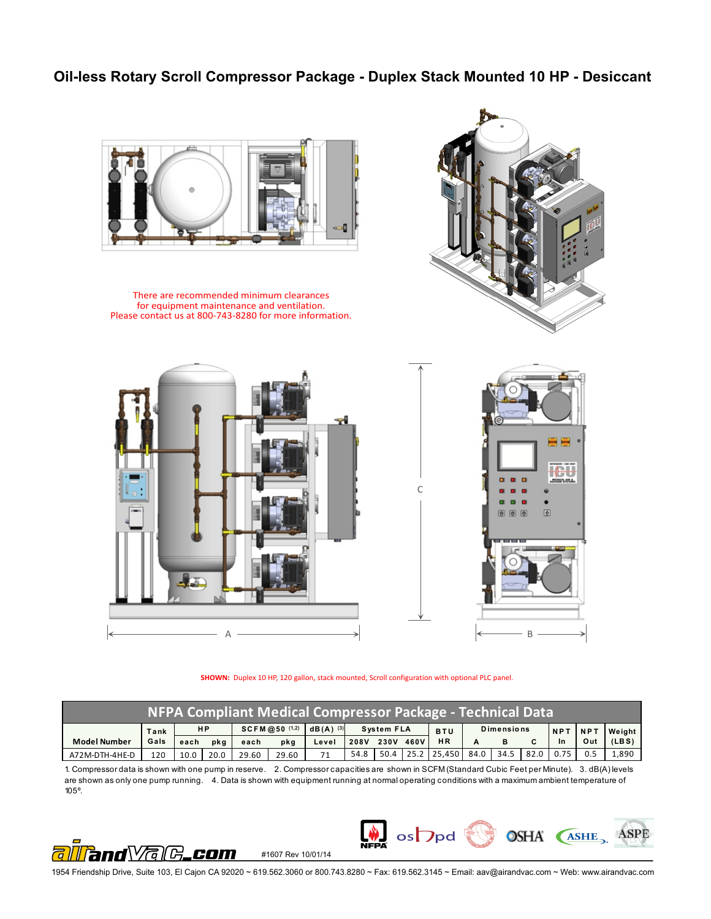# Oil-less Rotary Scroll Compressor Package - Duplex Stack Mounted 10 HP - Desiccant

There are recommended minimum clearances for equipment maintenance and ventilation. Please contact us at 800-743-8280 for more information.

A

B

C

**SHOWN:** Duplex 10 HP, 120 gallon, stack mounted, Scroll configuration with optional PLC panel.

## NFPA Compliant Medical Compressor Package - Technical Data

| Model Number | Tank Gals | HP | | SCFM@50 (1,2) | | dB(A) (3) | System FLA | | | BTU HR | Dimensions | | | NPT In | NPT Out | Weight (LBS) |
|---|---|---|---|---|---|---|---|---|---|---|---|---|---|---|---|---|
| | | each | pkg | each | pkg | Level | 208V | 230V | 460V | | A | B | C | | | |
| A72M-DTH-4HE-D | 120 | 10.0 | 20.0 | 29.60 | 29.60 | 71 | 54.8 | 50.4 | 25.2 | 25,450 | 84.0 | 34.5 | 82.0 | 0.75 | 0.5 | 1,890 |

1. Compressor data is shown with one pump in reserve. 2. Compressor capacities are shown in SCFM (Standard Cubic Feet per Minute). 3. dB(A) levels are shown as only one pump running. 4. Data is shown with equipment running at normal operating conditions with a maximum ambient temperature of 105º.

airandvac.com #1607 Rev 10/01/14

1954 Friendship Drive, Suite 103, El Cajon CA 92020 ~ 619.562.3060 or 800.743.8280 ~ Fax: 619.562.3145 ~ Email: aav@airandvac.com ~ Web: www.airandvac.com